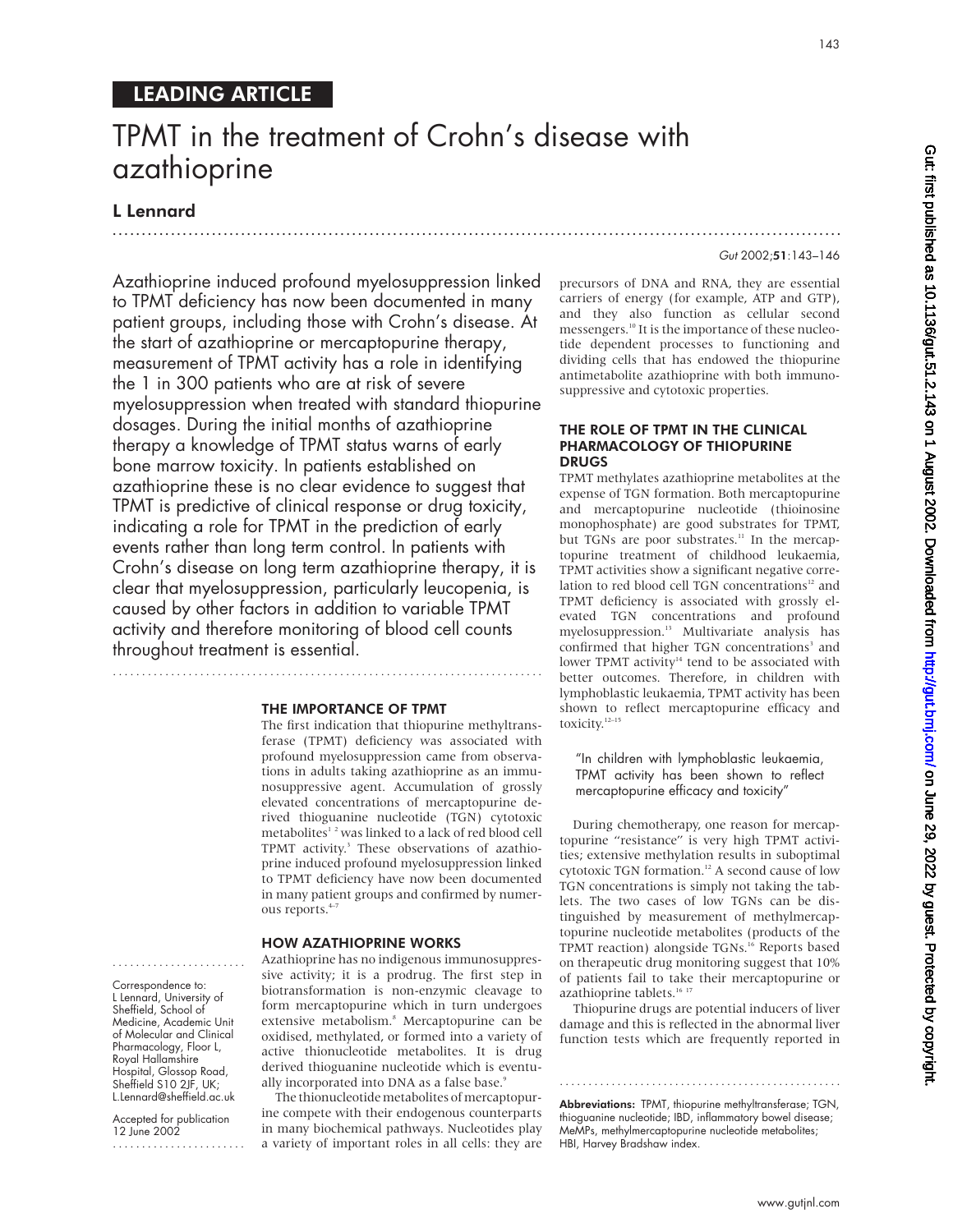## LEADING ARTICLE

# TPMT in the treatment of Crohn's disease with azathioprine

**L Lennard**

Azathioprine induced profound myelosuppression linked to TPMT deficiency has now been documented in many patient groups, including those with Crohn's disease. At the start of azathioprine or mercaptopurine therapy, measurement of TPMT activity has a role in identifying the 1 in 300 patients who are at risk of severe myelosuppression when treated with standard thiopurine dosages. During the initial months of azathioprine therapy a knowledge of TPMT status warns of early bone marrow toxicity. In patients established on azathioprine these is no clear evidence to suggest that TPMT is predictive of clinical response or drug toxicity, indicating a role for TPMT in the prediction of early events rather than long term control. In patients with Crohn's disease on long term azathioprine therapy, it is clear that myelosuppression, particularly leucopenia, is caused by other factors in addition to variable TPMT activity and therefore monitoring of blood cell counts throughout treatment is essential.

### THE IMPORTANCE OF TPMT

The first indication that thiopurine methyltransferase (TPMT) deficiency was associated with profound myelosuppression came from observations in adults taking azathioprine as an immunosuppressive agent. Accumulation of grossly elevated concentrations of mercaptopurine derived thioguanine nucleotide (TGN) cytotoxic metabolites[1 2] was linked to a lack of red blood cell TPMT activity.[3] These observations of azathioprine induced profound myelosuppression linked to TPMT deficiency have now been documented in many patient groups and confirmed by numerous reports.[4–7]

### HOW AZATHIOPRINE WORKS

Azathioprine has no indigenous immunosuppressive activity; it is a prodrug. The first step in biotransformation is non-enzymic cleavage to form mercaptopurine which in turn undergoes extensive metabolism.[8] Mercaptopurine can be oxidised, methylated, or formed into a variety of active thionucleotide metabolites. It is drug derived thioguanine nucleotide which is eventually incorporated into DNA as a false base.[9]

The thionucleotide metabolites of mercaptopurine compete with their endogenous counterparts in many biochemical pathways. Nucleotides play a variety of important roles in all cells: they are precursors of DNA and RNA, they are essential carriers of energy (for example, ATP and GTP), and they also function as cellular second messengers.[10] It is the importance of these nucleotide dependent processes to functioning and dividing cells that has endowed the thiopurine antimetabolite azathioprine with both immunosuppressive and cytotoxic properties.

### THE ROLE OF TPMT IN THE CLINICAL PHARMACOLOGY OF THIOPURINE DRUGS

TPMT methylates azathioprine metabolites at the expense of TGN formation. Both mercaptopurine and mercaptopurine nucleotide (thioinosine monophosphate) are good substrates for TPMT, but TGNs are poor substrates.[11] In the mercaptopurine treatment of childhood leukaemia, TPMT activities show a significant negative correlation to red blood cell TGN concentrations[12] and TPMT deficiency is associated with grossly elevated TGN concentrations and profound myelosuppression.[13] Multivariate analysis has confirmed that higher TGN concentrations[3] and lower TPMT activity[14] tend to be associated with better outcomes. Therefore, in children with lymphoblastic leukaemia, TPMT activity has been shown to reflect mercaptopurine efficacy and toxicity.[12–15]

> "In children with lymphoblastic leukaemia, TPMT activity has been shown to reflect mercaptopurine efficacy and toxicity"

During chemotherapy, one reason for mercaptopurine "resistance" is very high TPMT activities; extensive methylation results in suboptimal cytotoxic TGN formation.[12] A second cause of low TGN concentrations is simply not taking the tablets. The two cases of low TGNs can be distinguished by measurement of methylmercaptopurine nucleotide metabolites (products of the TPMT reaction) alongside TGNs.[16] Reports based on therapeutic drug monitoring suggest that 10% of patients fail to take their mercaptopurine or azathioprine tablets.[16 17]

Thiopurine drugs are potential inducers of liver damage and this is reflected in the abnormal liver function tests which are frequently reported in

Correspondence to: L Lennard, University of Sheffield, School of Medicine, Academic Unit of Molecular and Clinical Pharmacology, Floor L, Royal Hallamshire Hospital, Glossop Road, Sheffield S10 2JF, UK; L.Lennard@sheffield.ac.uk

Accepted for publication 12 June 2002

**Abbreviations:** TPMT, thiopurine methyltransferase; TGN, thioguanine nucleotide; IBD, inflammatory bowel disease; MeMPs, methylmercaptopurine nucleotide metabolites; HBI, Harvey Bradshaw index.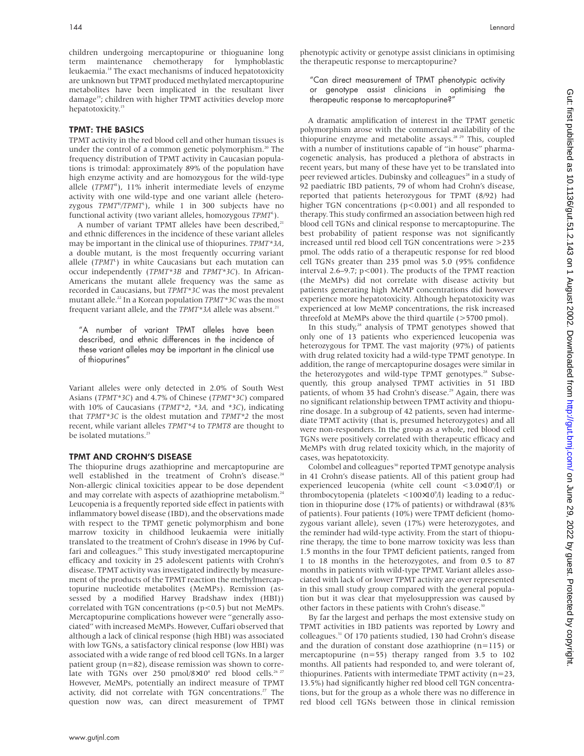children undergoing mercaptopurine or thioguanine long term maintenance chemotherapy for lymphoblastic leukaemia.[18] The exact mechanisms of induced hepatotoxicity are unknown but TPMT produced methylated mercaptopurine metabolites have been implicated in the resultant liver damage[19]; children with higher TPMT activities develop more hepatotoxicity.[15]

## TPMT: THE BASICS

TPMT activity in the red blood cell and other human tissues is under the control of a common genetic polymorphism.[20] The frequency distribution of TPMT activity in Caucasian populations is trimodal: approximately 89% of the population have high enzyme activity and are homozygous for the wild-type allele (*TPMT*$^H$), 11% inherit intermediate levels of enzyme activity with one wild-type and one variant allele (heterozygous *TPMT*$^H$/*TPMT*$^L$), while 1 in 300 subjects have no functional activity (two variant alleles, homozygous *TPMT*$^L$).

A number of variant TPMT alleles have been described,[21] and ethnic differences in the incidence of these variant alleles may be important in the clinical use of thiopurines. *TPMT\*3A*, a double mutant, is the most frequently occurring variant allele (*TPMT*$^L$) in white Caucasians but each mutation can occur independently (*TPMT\*3B* and *TPMT\*3C*). In African-Americans the mutant allele frequency was the same as recorded in Caucasians, but *TPMT\*3C* was the most prevalent mutant allele.[22] In a Korean population *TPMT\*3C* was the most frequent variant allele, and the *TPMT\*3A* allele was absent.[21]

> "A number of variant TPMT alleles have been described, and ethnic differences in the incidence of these variant alleles may be important in the clinical use of thiopurines"

Variant alleles were only detected in 2.0% of South West Asians (*TPMT\*3C*) and 4.7% of Chinese (*TPMT\*3C*) compared with 10% of Caucasians (*TPMT\*2*, *\*3A,* and *\*3C*), indicating that *TPMT\*3C* is the oldest mutation and *TPMT\*2* the most recent, while variant alleles *TPMT\*4* to *TPMT8* are thought to be isolated mutations.[23]

## TPMT AND CROHN'S DISEASE

The thiopurine drugs azathioprine and mercaptopurine are well established in the treatment of Crohn's disease.[24] Non-allergic clinical toxicities appear to be dose dependent and may correlate with aspects of azathioprine metabolism.[24] Leucopenia is a frequently reported side effect in patients with inflammatory bowel disease (IBD), and the observations made with respect to the TPMT genetic polymorphism and bone marrow toxicity in childhood leukaemia were initially translated to the treatment of Crohn's disease in 1996 by Cuffari and colleagues.[25] This study investigated mercaptopurine efficacy and toxicity in 25 adolescent patients with Crohn's disease. TPMT activity was investigated indirectly by measurement of the products of the TPMT reaction the methylmercaptopurine nucleotide metabolites (MeMPs). Remission (assessed by a modified Harvey Bradshaw index (HBI)) correlated with TGN concentrations ($p<0.5$) but not MeMPs. Mercaptopurine complications however were "generally associated" with increased MeMPs. However, Cuffari observed that although a lack of clinical response (high HBI) was associated with low TGNs, a satisfactory clinical response (low HBI) was associated with a wide range of red blood cell TGNs. In a larger patient group ($n=82$), disease remission was shown to correlate with TGNs over 250 pmol/$8\times10^8$ red blood cells.[26,27] However, MeMPs, potentially an indirect measure of TPMT activity, did not correlate with TGN concentrations.[27] The question now was, can direct measurement of TPMT phenotypic activity or genotype assist clinicians in optimising the therapeutic response to mercaptopurine?

> "Can direct measurement of TPMT phenotypic activity or genotype assist clinicians in optimising the therapeutic response to mercaptopurine?"

A dramatic amplification of interest in the TPMT genetic polymorphism arose with the commercial availability of the thiopurine enzyme and metabolite assays.[28,29] This, coupled with a number of institutions capable of "in house" pharmacogenetic analysis, has produced a plethora of abstracts in recent years, but many of these have yet to be translated into peer reviewed articles. Dubinsky and colleagues[28] in a study of 92 paediatric IBD patients, 79 of whom had Crohn's disease, reported that patients heterozygous for TPMT (8/92) had higher TGN concentrations ($p<0.001$) and all responded to therapy. This study confirmed an association between high red blood cell TGNs and clinical response to mercaptopurine. The best probability of patient response was not significantly increased until red blood cell TGN concentrations were >235 pmol. The odds ratio of a therapeutic response for red blood cell TGNs greater than 235 pmol was 5.0 (95% confidence interval 2.6–9.7; $p<001$). The products of the TPMT reaction (the MeMPs) did not correlate with disease activity but patients generating high MeMP concentrations did however experience more hepatotoxicity. Although hepatotoxicity was experienced at low MeMP concentrations, the risk increased threefold at MeMPs above the third quartile (>5700 pmol).

In this study,[28] analysis of TPMT genotypes showed that only one of 13 patients who experienced leucopenia was heterozygous for TPMT. The vast majority (97%) of patients with drug related toxicity had a wild-type TPMT genotype. In addition, the range of mercaptopurine dosages were similar in the heterozygotes and wild-type TPMT genotypes.[28] Subsequently, this group analysed TPMT activities in 51 IBD patients, of whom 35 had Crohn's disease.[29] Again, there was no significant relationship between TPMT activity and thiopurine dosage. In a subgroup of 42 patients, seven had intermediate TPMT activity (that is, presumed heterozygotes) and all were non-responders. In the group as a whole, red blood cell TGNs were positively correlated with therapeutic efficacy and MeMPs with drug related toxicity which, in the majority of cases, was hepatotoxicity.

Colombel and colleagues[30] reported TPMT genotype analysis in 41 Crohn's disease patients. All of this patient group had experienced leucopenia (white cell count $<3.0\times10^9$/l) or thrombocytopenia (platelets $<100\times10^9$/l) leading to a reduction in thiopurine dose (17% of patients) or withdrawal (83% of patients). Four patients (10%) were TPMT deficient (homozygous variant allele), seven (17%) were heterozygotes, and the reminder had wild-type activity. From the start of thiopurine therapy, the time to bone marrow toxicity was less than 1.5 months in the four TPMT deficient patients, ranged from 1 to 18 months in the heterozygotes, and from 0.5 to 87 months in patients with wild-type TPMT. Variant alleles associated with lack of or lower TPMT activity are over represented in this small study group compared with the general population but it was clear that myelosuppression was caused by other factors in these patients with Crohn's disease.[30]

By far the largest and perhaps the most extensive study on TPMT activities in IBD patients was reported by Lowry and colleagues.[31] Of 170 patients studied, 130 had Crohn's disease and the duration of constant dose azathioprine ($n=115$) or mercaptopurine ($n=55$) therapy ranged from 3.5 to 102 months. All patients had responded to, and were tolerant of, thiopurines. Patients with intermediate TPMT activity ($n=23$, 13.5%) had significantly higher red blood cell TGN concentrations, but for the group as a whole there was no difference in red blood cell TGNs between those in clinical remission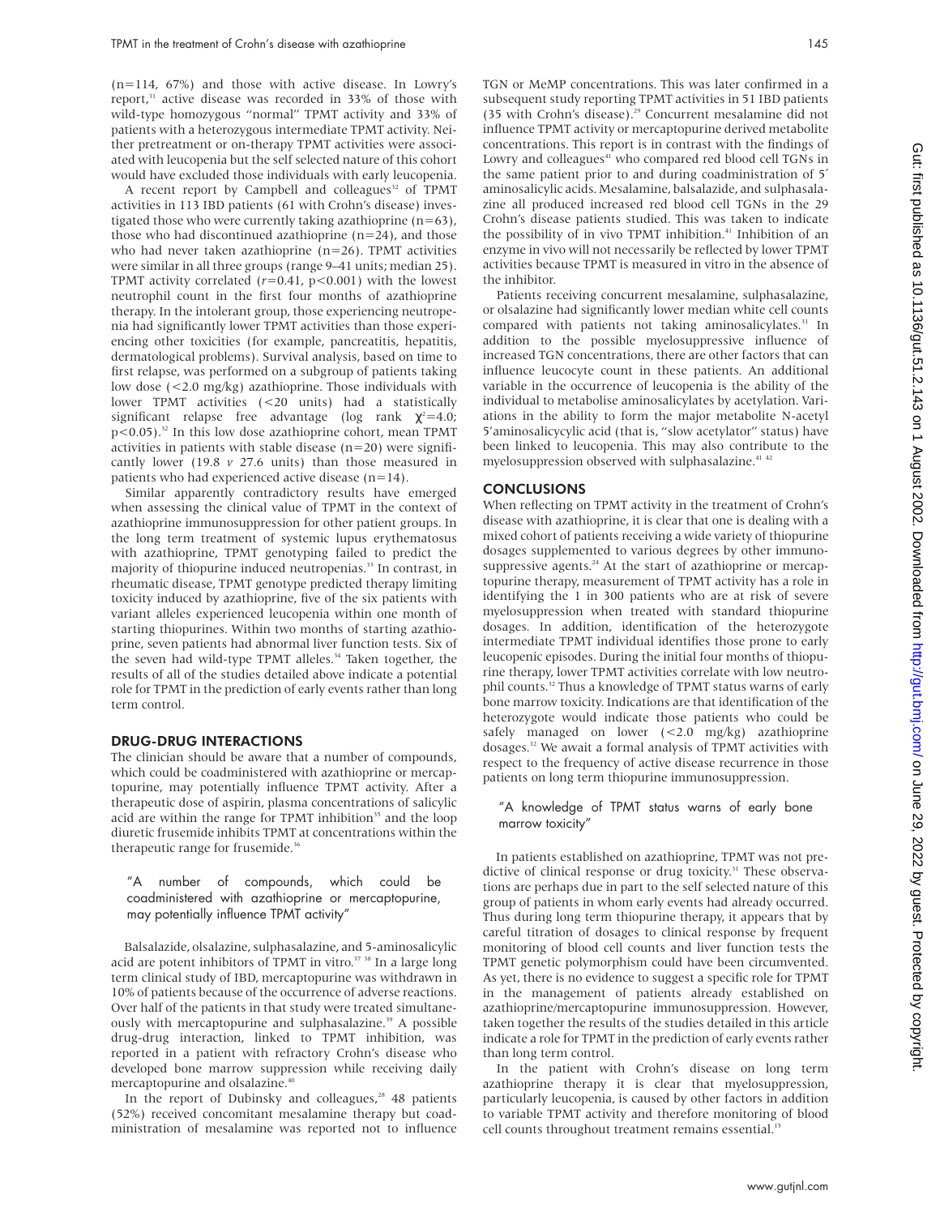(n=114, 67%) and those with active disease. In Lowry's report,[31] active disease was recorded in 33% of those with wild-type homozygous "normal" TPMT activity and 33% of patients with a heterozygous intermediate TPMT activity. Neither pretreatment or on-therapy TPMT activities were associated with leucopenia but the self selected nature of this cohort would have excluded those individuals with early leucopenia.

A recent report by Campbell and colleagues[32] of TPMT activities in 113 IBD patients (61 with Crohn's disease) investigated those who were currently taking azathioprine (n=63), those who had discontinued azathioprine (n=24), and those who had never taken azathioprine (n=26). TPMT activities were similar in all three groups (range 9–41 units; median 25). TPMT activity correlated ($r=0.41$, $p<0.001$) with the lowest neutrophil count in the first four months of azathioprine therapy. In the intolerant group, those experiencing neutropenia had significantly lower TPMT activities than those experiencing other toxicities (for example, pancreatitis, hepatitis, dermatological problems). Survival analysis, based on time to first relapse, was performed on a subgroup of patients taking low dose (<2.0 mg/kg) azathioprine. Those individuals with lower TPMT activities (<20 units) had a statistically significant relapse free advantage (log rank $\chi^2=4.0$; $p<0.05$).[32] In this low dose azathioprine cohort, mean TPMT activities in patients with stable disease (n=20) were significantly lower (19.8 *v* 27.6 units) than those measured in patients who had experienced active disease (n=14).

Similar apparently contradictory results have emerged when assessing the clinical value of TPMT in the context of azathioprine immunosuppression for other patient groups. In the long term treatment of systemic lupus erythematosus with azathioprine, TPMT genotyping failed to predict the majority of thiopurine induced neutropenias.[33] In contrast, in rheumatic disease, TPMT genotype predicted therapy limiting toxicity induced by azathioprine, five of the six patients with variant alleles experienced leucopenia within one month of starting thiopurines. Within two months of starting azathioprine, seven patients had abnormal liver function tests. Six of the seven had wild-type TPMT alleles.[34] Taken together, the results of all of the studies detailed above indicate a potential role for TPMT in the prediction of early events rather than long term control.

## DRUG-DRUG INTERACTIONS

The clinician should be aware that a number of compounds, which could be coadministered with azathioprine or mercaptopurine, may potentially influence TPMT activity. After a therapeutic dose of aspirin, plasma concentrations of salicylic acid are within the range for TPMT inhibition[35] and the loop diuretic frusemide inhibits TPMT at concentrations within the therapeutic range for frusemide.[36]

> "A number of compounds, which could be coadministered with azathioprine or mercaptopurine, may potentially influence TPMT activity"

Balsalazide, olsalazine, sulphasalazine, and 5-aminosalicylic acid are potent inhibitors of TPMT in vitro.[37,38] In a large long term clinical study of IBD, mercaptopurine was withdrawn in 10% of patients because of the occurrence of adverse reactions. Over half of the patients in that study were treated simultaneously with mercaptopurine and sulphasalazine.[39] A possible drug-drug interaction, linked to TPMT inhibition, was reported in a patient with refractory Crohn's disease who developed bone marrow suppression while receiving daily mercaptopurine and olsalazine.[40]

In the report of Dubinsky and colleagues,[28] 48 patients (52%) received concomitant mesalamine therapy but coadministration of mesalamine was reported not to influence TGN or MeMP concentrations. This was later confirmed in a subsequent study reporting TPMT activities in 51 IBD patients (35 with Crohn's disease).[29] Concurrent mesalamine did not influence TPMT activity or mercaptopurine derived metabolite concentrations. This report is in contrast with the findings of Lowry and colleagues[41] who compared red blood cell TGNs in the same patient prior to and during coadministration of 5′ aminosalicylic acids. Mesalamine, balsalazide, and sulphasalazine all produced increased red blood cell TGNs in the 29 Crohn's disease patients studied. This was taken to indicate the possibility of in vivo TPMT inhibition.[41] Inhibition of an enzyme in vivo will not necessarily be reflected by lower TPMT activities because TPMT is measured in vitro in the absence of the inhibitor.

Patients receiving concurrent mesalamine, sulphasalazine, or olsalazine had significantly lower median white cell counts compared with patients not taking aminosalicylates.[31] In addition to the possible myelosuppressive influence of increased TGN concentrations, there are other factors that can influence leucocyte count in these patients. An additional variable in the occurrence of leucopenia is the ability of the individual to metabolise aminosalicylates by acetylation. Variations in the ability to form the major metabolite N-acetyl 5′aminosalicycylic acid (that is, "slow acetylator" status) have been linked to leucopenia. This may also contribute to the myelosuppression observed with sulphasalazine.[41,42]

## CONCLUSIONS

When reflecting on TPMT activity in the treatment of Crohn's disease with azathioprine, it is clear that one is dealing with a mixed cohort of patients receiving a wide variety of thiopurine dosages supplemented to various degrees by other immunosuppressive agents.[24] At the start of azathioprine or mercaptopurine therapy, measurement of TPMT activity has a role in identifying the 1 in 300 patients who are at risk of severe myelosuppression when treated with standard thiopurine dosages. In addition, identification of the heterozygote intermediate TPMT individual identifies those prone to early leucopenic episodes. During the initial four months of thiopurine therapy, lower TPMT activities correlate with low neutrophil counts.[32] Thus a knowledge of TPMT status warns of early bone marrow toxicity. Indications are that identification of the heterozygote would indicate those patients who could be safely managed on lower (<2.0 mg/kg) azathioprine dosages.[32] We await a formal analysis of TPMT activities with respect to the frequency of active disease recurrence in those patients on long term thiopurine immunosuppression.

> "A knowledge of TPMT status warns of early bone marrow toxicity"

In patients established on azathioprine, TPMT was not predictive of clinical response or drug toxicity.[31] These observations are perhaps due in part to the self selected nature of this group of patients in whom early events had already occurred. Thus during long term thiopurine therapy, it appears that by careful titration of dosages to clinical response by frequent monitoring of blood cell counts and liver function tests the TPMT genetic polymorphism could have been circumvented. As yet, there is no evidence to suggest a specific role for TPMT in the management of patients already established on azathioprine/mercaptopurine immunosuppression. However, taken together the results of the studies detailed in this article indicate a role for TPMT in the prediction of early events rather than long term control.

In the patient with Crohn's disease on long term azathioprine therapy it is clear that myelosuppression, particularly leucopenia, is caused by other factors in addition to variable TPMT activity and therefore monitoring of blood cell counts throughout treatment remains essential.[15]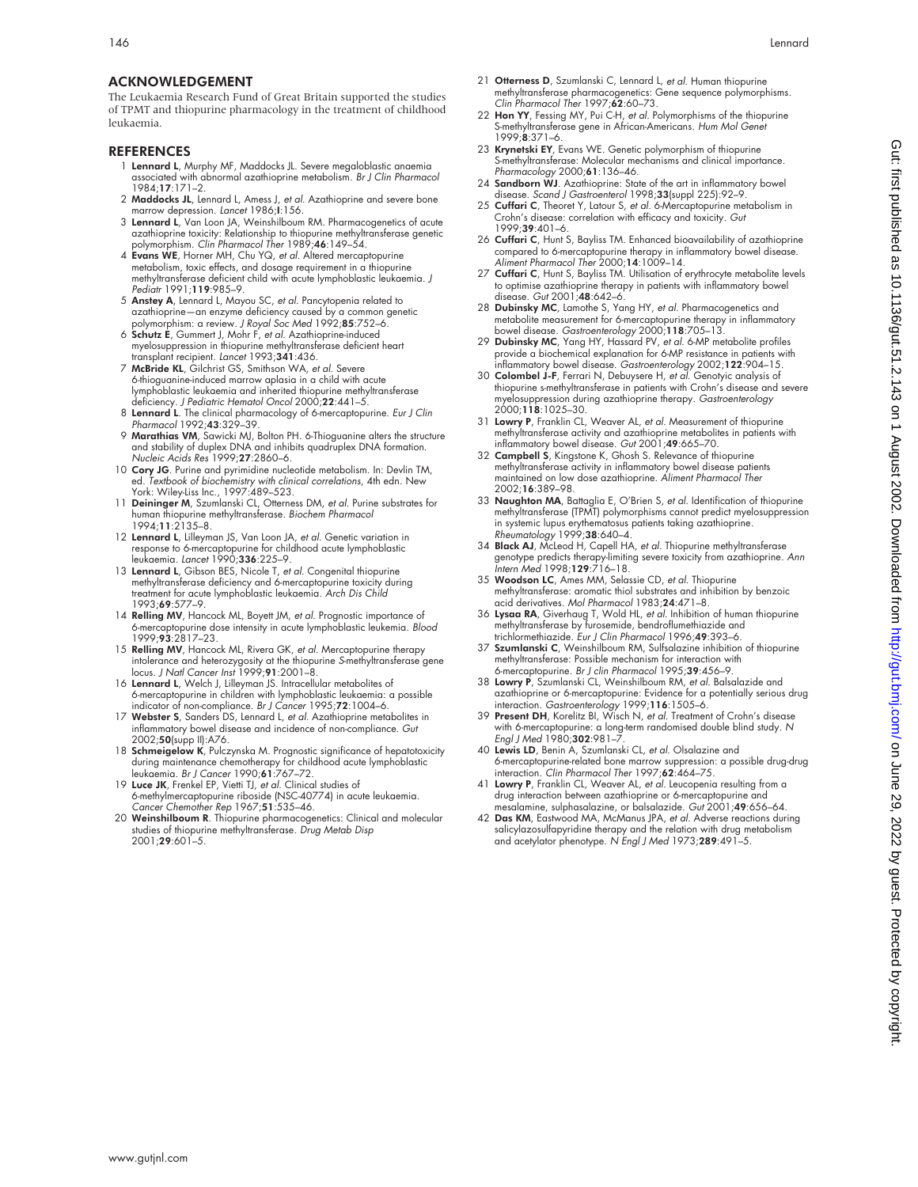## ACKNOWLEDGEMENT

The Leukaemia Research Fund of Great Britain supported the studies of TPMT and thiopurine pharmacology in the treatment of childhood leukaemia.

## REFERENCES

1. **Lennard L**, Murphy MF, Maddocks JL. Severe megaloblastic anaemia associated with abnormal azathioprine metabolism. *Br J Clin Pharmacol* 1984;**17**:171–2.
2. **Maddocks JL**, Lennard L, Amess J, *et al*. Azathioprine and severe bone marrow depression. *Lancet* 1986;**I**:156.
3. **Lennard L**, Van Loon JA, Weinshilboum RM. Pharmacogenetics of acute azathioprine toxicity: Relationship to thiopurine methyltransferase genetic polymorphism. *Clin Pharmacol Ther* 1989;**46**:149–54.
4. **Evans WE**, Horner MH, Chu YQ, *et al*. Altered mercaptopurine metabolism, toxic effects, and dosage requirement in a thiopurine methyltransferase deficient child with acute lymphoblastic leukaemia. *J Pediatr* 1991;**119**:985–9.
5. **Anstey A**, Lennard L, Mayou SC, *et al*. Pancytopenia related to azathioprine—an enzyme deficiency caused by a common genetic polymorphism: a review. *J Royal Soc Med* 1992;**85**:752–6.
6. **Schutz E**, Gummert J, Mohr F, *et al*. Azathioprine-induced myelosuppression in thiopurine methyltransferase deficient heart transplant recipient. *Lancet* 1993;**341**:436.
7. **McBride KL**, Gilchrist GS, Smithson WA, *et al*. Severe 6-thioguanine-induced marrow aplasia in a child with acute lymphoblastic leukaemia and inherited thiopurine methyltransferase deficiency. *J Pediatric Hematol Oncol* 2000;**22**:441–5.
8. **Lennard L**. The clinical pharmacology of 6-mercaptopurine. *Eur J Clin Pharmacol* 1992;**43**:329–39.
9. **Marathias VM**, Sawicki MJ, Bolton PH. 6-Thioguanine alters the structure and stability of duplex DNA and inhibits quadruplex DNA formation. *Nucleic Acids Res* 1999;**27**:2860–6.
10. **Cory JG**. Purine and pyrimidine nucleotide metabolism. In: Devlin TM, ed. *Textbook of biochemistry with clinical correlations*, 4th edn. New York: Wiley-Liss Inc., 1997:489–523.
11. **Deininger M**, Szumlanski CL, Otterness DM, *et al*. Purine substrates for human thiopurine methyltransferase. *Biochem Pharmacol* 1994;**11**:2135–8.
12. **Lennard L**, Lilleyman JS, Van Loon JA, *et al*. Genetic variation in response to 6-mercaptopurine for childhood acute lymphoblastic leukaemia. *Lancet* 1990;**336**:225–9.
13. **Lennard L**, Gibson BES, Nicole T, *et al*. Congenital thiopurine methyltransferase deficiency and 6-mercaptopurine toxicity during treatment for acute lymphoblastic leukaemia. *Arch Dis Child* 1993;**69**:577–9.
14. **Relling MV**, Hancock ML, Boyett JM, *et al*. Prognostic importance of 6-mercaptopurine dose intensity in acute lymphoblastic leukemia. *Blood* 1999;**93**:2817–23.
15. **Relling MV**, Hancock ML, Rivera GK, *et al*. Mercaptopurine therapy intolerance and heterozygosity at the thiopurine *S*-methyltransferase gene locus. *J Natl Cancer Inst* 1999;**91**:2001–8.
16. **Lennard L**, Welch J, Lilleyman JS. Intracellular metabolites of 6-mercaptopurine in children with lymphoblastic leukaemia: a possible indicator of non-compliance. *Br J Cancer* 1995;**72**:1004–6.
17. **Webster S**, Sanders DS, Lennard L, *et al*. Azathioprine metabolites in inflammatory bowel disease and incidence of non-compliance. *Gut* 2002;**50**(supp II):A76.
18. **Schmeigelow K**, Pulczynska M. Prognostic significance of hepatotoxicity during maintenance chemotherapy for childhood acute lymphoblastic leukaemia. *Br J Cancer* 1990;**61**:767–72.
19. **Luce JK**, Frenkel EP, Vietti TJ, *et al*. Clinical studies of 6-methylmercaptopurine riboside (NSC-40774) in acute leukaemia. *Cancer Chemother Rep* 1967;**51**:535–46.
20. **Weinshilboum R**. Thiopurine pharmacogenetics: Clinical and molecular studies of thiopurine methyltransferase. *Drug Metab Disp* 2001;**29**:601–5.
21. **Otterness D**, Szumlanski C, Lennard L, *et al*. Human thiopurine methyltransferase pharmacogenetics: Gene sequence polymorphisms. *Clin Pharmacol Ther* 1997;**62**:60–73.
22. **Hon YY**, Fessing MY, Pui C-H, *et al*. Polymorphisms of the thiopurine S-methyltransferase gene in African-Americans. *Hum Mol Genet* 1999;**8**:371–6.
23. **Krynetski EY**, Evans WE. Genetic polymorphism of thiopurine S-methyltransferase: Molecular mechanisms and clinical importance. *Pharmacology* 2000;**61**:136–46.
24. **Sandborn WJ**. Azathioprine: State of the art in inflammatory bowel disease. *Scand J Gastroenterol* 1998;**33**(suppl 225):92–9.
25. **Cuffari C**, Theoret Y, Latour S, *et al*. 6-Mercaptopurine metabolism in Crohn's disease: correlation with efficacy and toxicity. *Gut* 1999;**39**:401–6.
26. **Cuffari C**, Hunt S, Bayliss TM. Enhanced bioavailability of azathioprine compared to 6-mercaptopurine therapy in inflammatory bowel disease. *Aliment Pharmacol Ther* 2000;**14**:1009–14.
27. **Cuffari C**, Hunt S, Bayliss TM. Utilisation of erythrocyte metabolite levels to optimise azathioprine therapy in patients with inflammatory bowel disease. *Gut* 2001;**48**:642–6.
28. **Dubinsky MC**, Lamothe S, Yang HY, *et al*. Pharmacogenetics and metabolite measurement for 6-mercaptopurine therapy in inflammatory bowel disease. *Gastroenterology* 2000;**118**:705–13.
29. **Dubinsky MC**, Yang HY, Hassard PV, *et al*. 6-MP metabolite profiles provide a biochemical explanation for 6-MP resistance in patients with inflammatory bowel disease. *Gastroenterology* 2002;**122**:904–15.
30. **Colombel J-F**, Ferrari N, Debuysere H, *et al*. Genotyic analysis of thiopurine s-methyltransferase in patients with Crohn's disease and severe myelosuppression during azathioprine therapy. *Gastroenterology* 2000;**118**:1025–30.
31. **Lowry P**, Franklin CL, Weaver AL, *et al*. Measurement of thiopurine methyltransferase activity and azathioprine metabolites in patients with inflammatory bowel disease. *Gut* 2001;**49**:665–70.
32. **Campbell S**, Kingstone K, Ghosh S. Relevance of thiopurine methyltransferase activity in inflammatory bowel disease patients maintained on low dose azathioprine. *Aliment Pharmacol Ther* 2002;**16**:389–98.
33. **Naughton MA**, Battaglia E, O'Brien S, *et al*. Identification of thiopurine methyltransferase (TPMT) polymorphisms cannot predict myelosuppression in systemic lupus erythematosus patients taking azathioprine. *Rheumatology* 1999;**38**:640–4.
34. **Black AJ**, McLeod H, Capell HA, *et al*. Thiopurine methyltransferase genotype predicts therapy-limiting severe toxicity from azathioprine. *Ann Intern Med* 1998;**129**:716–18.
35. **Woodson LC**, Ames MM, Selassie CD, *et al*. Thiopurine methyltransferase: aromatic thiol substrates and inhibition by benzoic acid derivatives. *Mol Pharmacol* 1983;**24**:471–8.
36. **Lysaa RA**, Giverhaug T, Wold HL, *et al*. Inhibition of human thiopurine methyltransferase by furosemide, bendroflumethiazide and trichlormethiazide. *Eur J Clin Pharmacol* 1996;**49**:393–6.
37. **Szumlanski C**, Weinshilboum RM, Sulfsalazine inhibition of thiopurine methyltransferase: Possible mechanism for interaction with 6-mercaptopurine. *Br J clin Pharmacol* 1995;**39**:456–9.
38. **Lowry P**, Szumlanski CL, Weinshilboum RM, *et al*. Balsalazide and azathioprine or 6-mercaptopurine: Evidence for a potentially serious drug interaction. *Gastroenterology* 1999;**116**:1505–6.
39. **Present DH**, Korelitz BI, Wisch N, *et al*. Treatment of Crohn's disease with 6-mercaptopurine: a long-term randomised double blind study. *N Engl J Med* 1980;**302**:981–7.
40. **Lewis LD**, Benin A, Szumlanski CL, *et al*. Olsalazine and 6-mercaptopurine-related bone marrow suppression: a possible drug-drug interaction. *Clin Pharmacol Ther* 1997;**62**:464–75.
41. **Lowry P**, Franklin CL, Weaver AL, *et al*. Leucopenia resulting from a drug interaction between azathioprine or 6-mercaptopurine and mesalamine, sulphasalazine, or balsalazide. *Gut* 2001;**49**:656–64.
42. **Das KM**, Eastwood MA, McManus JPA, *et al*. Adverse reactions during salicylazosulfapyridine therapy and the relation with drug metabolism and acetylator phenotype. *N Engl J Med* 1973;**289**:491–5.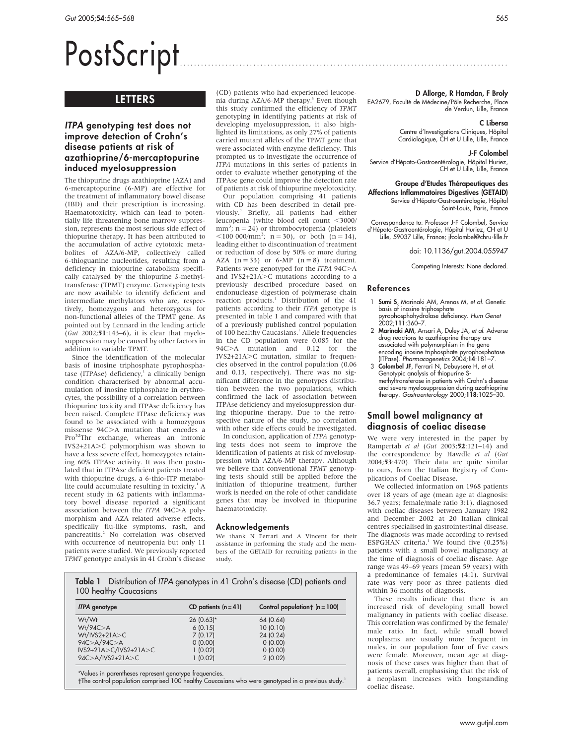# PostScript

## LETTERS

### *ITPA* genotyping test does not improve detection of Crohn's disease patients at risk of azathioprine/6-mercaptopurine induced myelosuppression

The thiopurine drugs azathioprine (AZA) and 6-mercaptopurine (6-MP) are effective for the treatment of inflammatory bowel disease (IBD) and their prescription is increasing. Haematotoxicity, which can lead to potentially life threatening bone marrow suppression, represents the most serious side effect of thiopurine therapy. It has been attributed to the accumulation of active cytotoxic metabolites of AZA/6-MP, collectively called 6-thioguanine nucleotides, resulting from a deficiency in thiopurine catabolism specifically catalysed by the thiopurine *S*-methyltransferase (TPMT) enzyme. Genotyping tests are now available to identify deficient and intermediate methylators who are, respectively, homozygous and heterozygous for non-functional alleles of the TPMT gene. As pointed out by Lennard in the leading article (*Gut* 2002;**51**:143–6), it is clear that myelosuppression may be caused by other factors in addition to variable TPMT.

Since the identification of the molecular basis of inosine triphosphate pyrophosphatase (ITPAse) deficiency,[1] a clinically benign condition characterised by abnormal accumulation of inosine triphosphate in erythrocytes, the possibility of a correlation between thiopurine toxicity and ITPAse deficiency has been raised. Complete ITPase deficiency was found to be associated with a homozygous missense 94C>A mutation that encodes a Pro[32]Thr exchange, whereas an intronic IVS2+21A>C polymorphism was shown to have a less severe effect, homozygotes retaining 60% ITPAse activity. It was then postulated that in ITPAse deficient patients treated with thiopurine drugs, a 6-thio-ITP metabolite could accumulate resulting in toxicity.[1] A recent study in 62 patients with inflammatory bowel disease reported a significant association between the *ITPA* 94C>A polymorphism and AZA related adverse effects, specifically flu-like symptoms, rash, and pancreatitis.[2] No correlation was observed with occurrence of neutropenia but only 11 patients were studied. We previously reported *TPMT* genotype analysis in 41 Crohn's disease (CD) patients who had experienced leucopenia during AZA/6-MP therapy.[3] Even though this study confirmed the efficiency of *TPMT* genotyping in identifying patients at risk of developing myelosuppression, it also highlighted its limitations, as only 27% of patients carried mutant alleles of the TPMT gene that were associated with enzyme deficiency. This prompted us to investigate the occurrence of *ITPA* mutations in this series of patients in order to evaluate whether genotyping of the ITPAse gene could improve the detection rate of patients at risk of thiopurine myelotoxicity.

Our population comprising 41 patients with CD has been described in detail previously.[3] Briefly, all patients had either leucopenia (white blood cell count <3000/mm$^3$; n = 24) or thrombocytopenia (platelets <100 000/mm$^3$; n = 30), or both (n = 14), leading either to discontinuation of treatment or reduction of dose by 50% or more during AZA (n = 33) or 6-MP (n = 8) treatment. Patients were genotyped for the *ITPA* 94C>A and IVS2+21A>C mutations according to a previously described procedure based on endonuclease digestion of polymerase chain reaction products.[1] Distribution of the 41 patients according to their *ITPA* genotype is presented in table 1 and compared with that of a previously published control population of 100 healthy Caucasians.[1] Allele frequencies in the CD population were 0.085 for the 94C>A mutation and 0.12 for the IVS2+21A>C mutation, similar to frequencies observed in the control population (0.06 and 0.13, respectively). There was no significant difference in the genotypes distribution between the two populations, which confirmed the lack of association between ITPAse deficiency and myelosuppression during thiopurine therapy. Due to the retrospective nature of the study, no correlation with other side effects could be investigated.

In conclusion, application of *ITPA* genotyping tests does not seem to improve the identification of patients at risk of myelosuppression with AZA/6-MP therapy. Although we believe that conventional *TPMT* genotyping tests should still be applied before the initiation of thiopurine treatment, further work is needed on the role of other candidate genes that may be involved in thiopurine haematotoxicity.

#### Acknowledgements

We thank N Ferrari and A Vincent for their assistance in performing the study and the members of the GETAID for recruiting patients in the study.

**Table 1** Distribution of *ITPA* genotypes in 41 Crohn's disease (CD) patients and 100 healthy Caucasians

| *ITPA* genotype | CD patients (n = 41) | Control population† (n = 100) |
|---|---|---|
| Wt/Wt | 26 (0.63)* | 64 (0.64) |
| Wt/94C>A | 6 (0.15) | 10 (0.10) |
| Wt/IVS2+21A>C | 7 (0.17) | 24 (0.24) |
| 94C>A/94C>A | 0 (0.00) | 0 (0.00) |
| IVS2+21A>C/IVS2+21A>C | 1 (0.02) | 0 (0.00) |
| 94C>A/IVS2+21A>C | 1 (0.02) | 2 (0.02) |

*Values in parentheses represent genotype frequencies.
†The control population comprised 100 healthy Caucasians who were genotyped in a previous study.[1]

**D Allorge, R Hamdan, F Broly**
EA2679, Faculté de Médecine/Pôle Recherche, Place de Verdun, Lille, France

**C Libersa**
Centre d'Investigations Cliniques, Hôpital Cardiologique, CH et U Lille, Lille, France

**J-F Colombel**
Service d'Hépato-Gastroentérologie, Hôpital Huriez, CH et U Lille, Lille, France

**Groupe d'Etudes Thérapeutiques des Affections Inflammatoires Digestives (GETAID)**
Service d'Hépato-Gastroentérologie, Hôpital Saint-Louis, Paris, France

Correspondence to: Professor J-F Colombel, Service d'Hépato-Gastroentérologie, Hôpital Huriez, CH et U Lille, 59037 Lille, France; jfcolombel@chru-lille.fr

doi: 10.1136/gut.2004.055947

Competing Interests: None declared.

#### References

1. **Sumi S**, Marinaki AM, Arenas M, *et al*. Genetic basis of inosine triphosphate pyrophosphohydrolase deficiency. *Hum Genet* 2002;**111**:360–7.
2. **Marinaki AM**, Ansari A, Duley JA, *et al*. Adverse drug reactions to azathioprine therapy are associated with polymorphism in the gene encoding inosine triphosphate pyrophosphatase (ITPase). *Pharmacogenetics* 2004;**14**:181–7.
3. **Colombel JF**, Ferrari N, Debuysere H, *et al*. Genotypic analysis of thiopurine S-methyltransferase in patients with Crohn's disease and severe myelosuppression during azathioprine therapy. *Gastroenterology* 2000;**118**:1025–30.

### Small bowel malignancy at diagnosis of coeliac disease

We were very interested in the paper by Rampertab *et al* (*Gut* 2003;**52**:121–14) and the correspondence by Hawdle *et al* (*Gut* 2004;**53**:470). Their data are quite similar to ours, from the Italian Registry of Complications of Coeliac Disease.

We collected information on 1968 patients over 18 years of age (mean age at diagnosis: 36.7 years; female/male ratio 3:1), diagnosed with coeliac diseases between January 1982 and December 2002 at 20 Italian clinical centres specialised in gastrointestinal disease. The diagnosis was made according to revised ESPGHAN criteria.[1] We found five (0.25%) patients with a small bowel malignancy at the time of diagnosis of coeliac disease. Age range was 49–69 years (mean 59 years) with a predominance of females (4:1). Survival rate was very poor as three patients died within 36 months of diagnosis.

These results indicate that there is an increased risk of developing small bowel malignancy in patients with coeliac disease. This correlation was confirmed by the female/male ratio. In fact, while small bowel neoplasms are usually more frequent in males, in our population four of five cases were female. Moreover, mean age at diagnosis of these cases was higher than that of patients overall, emphasising that the risk of a neoplasm increases with longstanding coeliac disease.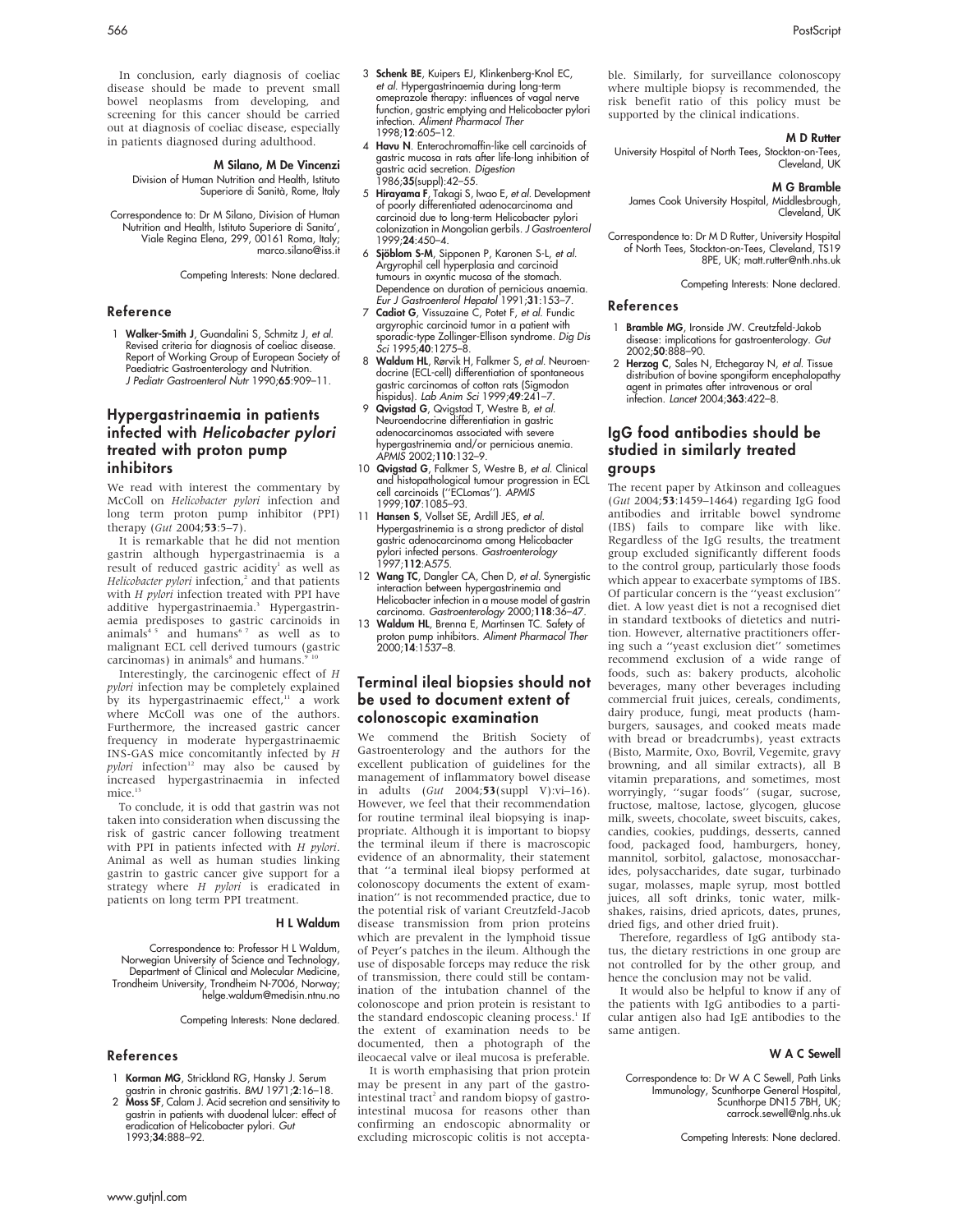In conclusion, early diagnosis of coeliac disease should be made to prevent small bowel neoplasms from developing, and screening for this cancer should be carried out at diagnosis of coeliac disease, especially in patients diagnosed during adulthood.

**M Silano, M De Vincenzi**

Division of Human Nutrition and Health, Istituto Superiore di Sanità, Rome, Italy

Correspondence to: Dr M Silano, Division of Human Nutrition and Health, Istituto Superiore di Sanita', Viale Regina Elena, 299, 00161 Roma, Italy; marco.silano@iss.it

Competing Interests: None declared.

## Reference

1. **Walker-Smith J**, Guandalini S, Schmitz J, *et al.* Revised criteria for diagnosis of coeliac disease. Report of Working Group of European Society of Paediatric Gastroenterology and Nutrition. *J Pediatr Gastroenterol Nutr* 1990;**65**:909–11.

## Hypergastrinaemia in patients infected with *Helicobacter pylori* treated with proton pump inhibitors

We read with interest the commentary by McColl on *Helicobacter pylori* infection and long term proton pump inhibitor (PPI) therapy (*Gut* 2004;**53**:5–7).

It is remarkable that he did not mention gastrin although hypergastrinaemia is a result of reduced gastric acidity[1] as well as *Helicobacter pylori* infection,[2] and that patients with *H pylori* infection treated with PPI have additive hypergastrinaemia.[3] Hypergastrinaemia predisposes to gastric carcinoids in animals[4 5] and humans[6 7] as well as to malignant ECL cell derived tumours (gastric carcinomas) in animals[8] and humans.[9 10]

Interestingly, the carcinogenic effect of *H pylori* infection may be completely explained by its hypergastrinaemic effect,[11] a work where McColl was one of the authors. Furthermore, the increased gastric cancer frequency in moderate hypergastrinaemic INS-GAS mice concomitantly infected by *H pylori* infection[12] may also be caused by increased hypergastrinaemia in infected mice.[13]

To conclude, it is odd that gastrin was not taken into consideration when discussing the risk of gastric cancer following treatment with PPI in patients infected with *H pylori*. Animal as well as human studies linking gastrin to gastric cancer give support for a strategy where *H pylori* is eradicated in patients on long term PPI treatment.

**H L Waldum**

Correspondence to: Professor H L Waldum, Norwegian University of Science and Technology, Department of Clinical and Molecular Medicine, Trondheim University, Trondheim N-7006, Norway; helge.waldum@medisin.ntnu.no

Competing Interests: None declared.

## References

1. **Korman MG**, Strickland RG, Hansky J. Serum gastrin in chronic gastritis. *BMJ* 1971;**2**:16–18.
2. **Moss SF**, Calam J. Acid secretion and sensitivity to gastrin in patients with duodenal ulcer: effect of eradication of Helicobacter pylori. *Gut* 1993;**34**:888–92.
3. **Schenk BE**, Kuipers EJ, Klinkenberg-Knol EC, *et al.* Hypergastrinaemia during long-term omeprazole therapy: influences of vagal nerve function, gastric emptying and Helicobacter pylori infection. *Aliment Pharmacol Ther* 1998;**12**:605–12.
4. **Havu N**. Enterochromaffin-like cell carcinoids of gastric mucosa in rats after life-long inhibition of gastric acid secretion. *Digestion* 1986;**35**(suppl):42–55.
5. **Hirayama F**, Takagi S, Iwao E, *et al.* Development of poorly differentiated adenocarcinoma and carcinoid due to long-term Helicobacter pylori colonization in Mongolian gerbils. *J Gastroenterol* 1999;**24**:450–4.
6. **Sjöblom S-M**, Sipponen P, Karonen S-L, *et al.* Argyrophil cell hyperplasia and carcinoid tumours in oxyntic mucosa of the stomach. Dependence on duration of pernicious anaemia. *Eur J Gastroenterol Hepatol* 1991;**31**:153–7.
7. **Cadiot G**, Vissuzaine C, Potet F, *et al.* Fundic argyrophic carcinoid tumor in a patient with sporadic-type Zollinger-Ellison syndrome. *Dig Dis Sci* 1995;**40**:1275–8.
8. **Waldum HL**, Rørvik H, Falkmer S, *et al.* Neuroendocrine (ECL-cell) differentiation of spontaneous gastric carcinomas of cotton rats (Sigmodon hispidus). *Lab Anim Sci* 1999;**49**:241–7.
9. **Qvigstad G**, Qvigstad T, Westre B, *et al.* Neuroendocrine differentiation in gastric adenocarcinomas associated with severe hypergastrinemia and/or pernicious anemia. *APMIS* 2002;**110**:132–9.
10. **Qvigstad G**, Falkmer S, Westre B, *et al.* Clinical and histopathological tumour progression in ECL cell carcinoids ("ECLomas"). *APMIS* 1999;**107**:1085–93.
11. **Hansen S**, Vollset SE, Ardill JES, *et al.* Hypergastrinemia is a strong predictor of distal gastric adenocarcinoma among Helicobacter pylori infected persons. *Gastroenterology* 1997;**112**:A575.
12. **Wang TC**, Dangler CA, Chen D, *et al.* Synergistic interaction between hypergastrinemia and Helicobacter infection in a mouse model of gastrin carcinoma. *Gastroenterology* 2000;**118**:36–47.
13. **Waldum HL**, Brenna E, Martinsen TC. Safety of proton pump inhibitors. *Aliment Pharmacol Ther* 2000;**14**:1537–8.

## Terminal ileal biopsies should not be used to document extent of colonoscopic examination

We commend the British Society of Gastroenterology and the authors for the excellent publication of guidelines for the management of inflammatory bowel disease in adults (*Gut* 2004;**53**(suppl V):vi–16). However, we feel that their recommendation for routine terminal ileal biopsying is inappropriate. Although it is important to biopsy the terminal ileum if there is macroscopic evidence of an abnormality, their statement that "a terminal ileal biopsy performed at colonoscopy documents the extent of examination" is not recommended practice, due to the potential risk of variant Creutzfeld-Jacob disease transmission from prion proteins which are prevalent in the lymphoid tissue of Peyer's patches in the ileum. Although the use of disposable forceps may reduce the risk of transmission, there could still be contamination of the intubation channel of the colonoscope and prion protein is resistant to the standard endoscopic cleaning process.[1] If the extent of examination needs to be documented, then a photograph of the ileocaecal valve or ileal mucosa is preferable.

It is worth emphasising that prion protein may be present in any part of the gastrointestinal tract[2] and random biopsy of gastrointestinal mucosa for reasons other than confirming an endoscopic abnormality or excluding microscopic colitis is not acceptable. Similarly, for surveillance colonoscopy where multiple biopsy is recommended, the risk benefit ratio of this policy must be supported by the clinical indications.

**M D Rutter**

University Hospital of North Tees, Stockton-on-Tees, Cleveland, UK

**M G Bramble**

James Cook University Hospital, Middlesbrough, Cleveland, UK

Correspondence to: Dr M D Rutter, University Hospital of North Tees, Stockton-on-Tees, Cleveland, TS19 8PE, UK; matt.rutter@nth.nhs.uk

Competing Interests: None declared.

## References

1. **Bramble MG**, Ironside JW. Creutzfeld-Jakob disease: implications for gastroenterology. *Gut* 2002;**50**:888–90.
2. **Herzog C**, Sales N, Etchegaray N, *et al.* Tissue distribution of bovine spongiform encephalopathy agent in primates after intravenous or oral infection. *Lancet* 2004;**363**:422–8.

## IgG food antibodies should be studied in similarly treated groups

The recent paper by Atkinson and colleagues (*Gut* 2004;**53**:1459–1464) regarding IgG food antibodies and irritable bowel syndrome (IBS) fails to compare like with like. Regardless of the IgG results, the treatment group excluded significantly different foods to the control group, particularly those foods which appear to exacerbate symptoms of IBS. Of particular concern is the "yeast exclusion" diet. A low yeast diet is not a recognised diet in standard textbooks of dietetics and nutrition. However, alternative practitioners offering such a "yeast exclusion diet" sometimes recommend exclusion of a wide range of foods, such as: bakery products, alcoholic beverages, many other beverages including commercial fruit juices, cereals, condiments, dairy produce, fungi, meat products (hamburgers, sausages, and cooked meats made with bread or breadcrumbs), yeast extracts (Bisto, Marmite, Oxo, Bovril, Vegemite, gravy browning, and all similar extracts), all B vitamin preparations, and sometimes, most worryingly, "sugar foods" (sugar, sucrose, fructose, maltose, lactose, glycogen, glucose milk, sweets, chocolate, sweet biscuits, cakes, candies, cookies, puddings, desserts, canned food, packaged food, hamburgers, honey, mannitol, sorbitol, galactose, monosaccharides, polysaccharides, date sugar, turbinado sugar, molasses, maple syrup, most bottled juices, all soft drinks, tonic water, milkshakes, raisins, dried apricots, dates, prunes, dried figs, and other dried fruit).

Therefore, regardless of IgG antibody status, the dietary restrictions in one group are not controlled for by the other group, and hence the conclusion may not be valid.

It would also be helpful to know if any of the patients with IgG antibodies to a particular antigen also had IgE antibodies to the same antigen.

**W A C Sewell**

Correspondence to: Dr W A C Sewell, Path Links Immunology, Scunthorpe General Hospital, Scunthorpe DN15 7BH, UK; carrock.sewell@nlg.nhs.uk

Competing Interests: None declared.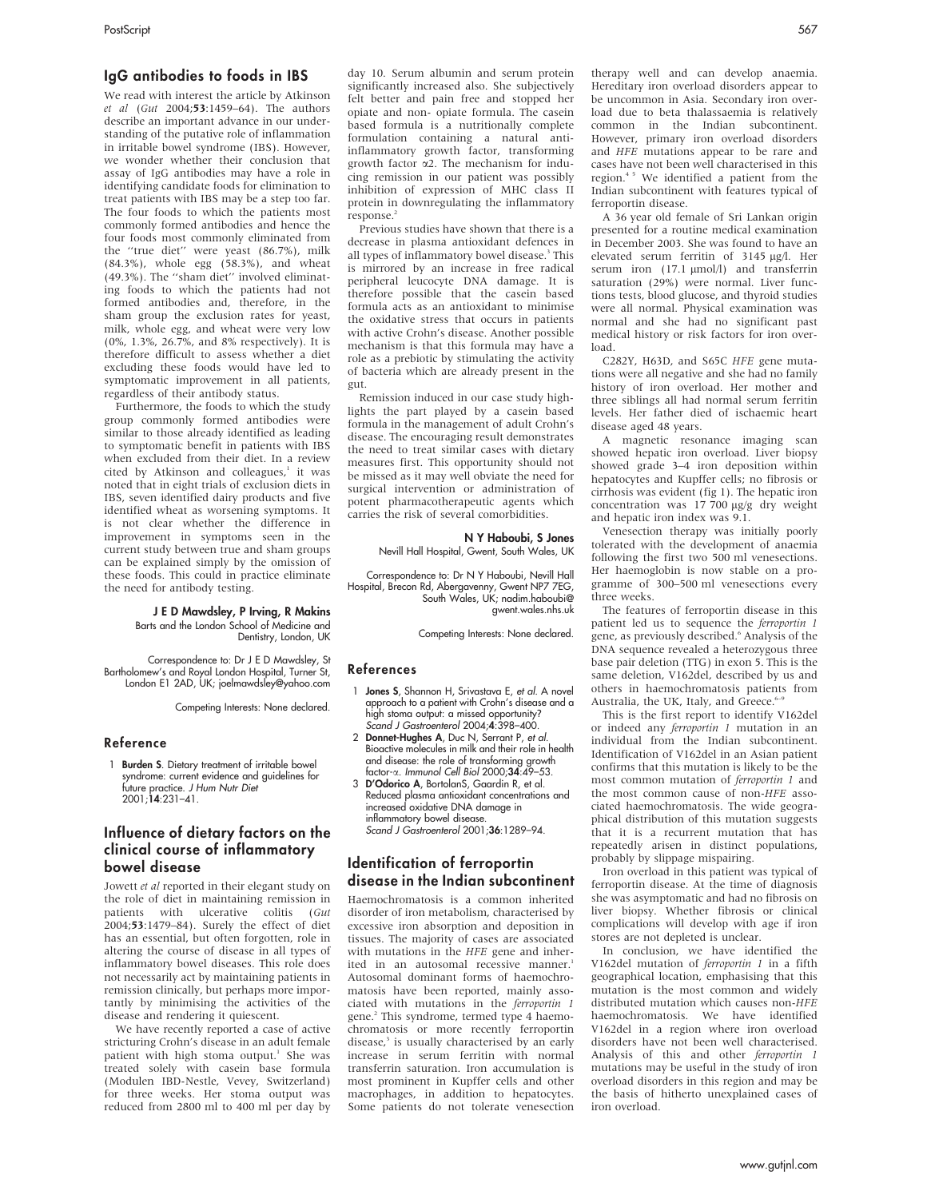## IgG antibodies to foods in IBS

We read with interest the article by Atkinson *et al* (*Gut* 2004;**53**:1459–64). The authors describe an important advance in our understanding of the putative role of inflammation in irritable bowel syndrome (IBS). However, we wonder whether their conclusion that assay of IgG antibodies may have a role in identifying candidate foods for elimination to treat patients with IBS may be a step too far. The four foods to which the patients most commonly formed antibodies and hence the four foods most commonly eliminated from the "true diet" were yeast (86.7%), milk (84.3%), whole egg (58.3%), and wheat (49.3%). The "sham diet" involved eliminating foods to which the patients had not formed antibodies and, therefore, in the sham group the exclusion rates for yeast, milk, whole egg, and wheat were very low (0%, 1.3%, 26.7%, and 8% respectively). It is therefore difficult to assess whether a diet excluding these foods would have led to symptomatic improvement in all patients, regardless of their antibody status.

Furthermore, the foods to which the study group commonly formed antibodies were similar to those already identified as leading to symptomatic benefit in patients with IBS when excluded from their diet. In a review cited by Atkinson and colleagues,[1] it was noted that in eight trials of exclusion diets in IBS, seven identified dairy products and five identified wheat as worsening symptoms. It is not clear whether the difference in improvement in symptoms seen in the current study between true and sham groups can be explained simply by the omission of these foods. This could in practice eliminate the need for antibody testing.

**J E D Mawdsley, P Irving, R Makins**
Barts and the London School of Medicine and Dentistry, London, UK

Correspondence to: Dr J E D Mawdsley, St Bartholomew's and Royal London Hospital, Turner St, London E1 2AD, UK; joelmawdsley@yahoo.com

Competing Interests: None declared.

### Reference

1 **Burden S**. Dietary treatment of irritable bowel syndrome: current evidence and guidelines for future practice. *J Hum Nutr Diet* 2001;**14**:231–41.

## Influence of dietary factors on the clinical course of inflammatory bowel disease

Jowett *et al* reported in their elegant study on the role of diet in maintaining remission in patients with ulcerative colitis (*Gut* 2004;**53**:1479–84). Surely the effect of diet has an essential, but often forgotten, role in altering the course of disease in all types of inflammatory bowel diseases. This role does not necessarily act by maintaining patients in remission clinically, but perhaps more importantly by minimising the activities of the disease and rendering it quiescent.

We have recently reported a case of active stricturing Crohn's disease in an adult female patient with high stoma output.[1] She was treated solely with casein base formula (Modulen IBD-Nestle, Vevey, Switzerland) for three weeks. Her stoma output was reduced from 2800 ml to 400 ml per day by day 10. Serum albumin and serum protein significantly increased also. She subjectively felt better and pain free and stopped her opiate and non- opiate formula. The casein based formula is a nutritionally complete formulation containing a natural anti-inflammatory growth factor, transforming growth factor $\alpha$2. The mechanism for inducing remission in our patient was possibly inhibition of expression of MHC class II protein in downregulating the inflammatory response.[2]

Previous studies have shown that there is a decrease in plasma antioxidant defences in all types of inflammatory bowel disease.[3] This is mirrored by an increase in free radical peripheral leucocyte DNA damage. It is therefore possible that the casein based formula acts as an antioxidant to minimise the oxidative stress that occurs in patients with active Crohn's disease. Another possible mechanism is that this formula may have a role as a prebiotic by stimulating the activity of bacteria which are already present in the gut.

Remission induced in our case study highlights the part played by a casein based formula in the management of adult Crohn's disease. The encouraging result demonstrates the need to treat similar cases with dietary measures first. This opportunity should not be missed as it may well obviate the need for surgical intervention or administration of potent pharmacotherapeutic agents which carries the risk of several comorbidities.

**N Y Haboubi, S Jones**
Nevill Hall Hospital, Gwent, South Wales, UK

Correspondence to: Dr N Y Haboubi, Nevill Hall Hospital, Brecon Rd, Abergavenny, Gwent NP7 7EG, South Wales, UK; nadim.haboubi@gwent.wales.nhs.uk

Competing Interests: None declared.

### References

1 **Jones S**, Shannon H, Srivastava E, *et al*. A novel approach to a patient with Crohn's disease and a high stoma output: a missed opportunity? *Scand J Gastroenterol* 2004;**4**:398–400.

2 **Donnet-Hughes A**, Duc N, Serrant P, *et al*. Bioactive molecules in milk and their role in health and disease: the role of transforming growth factor-$\alpha$. *Immunol Cell Biol* 2000;**34**:49–53.

3 **D'Odorico A**, BortolanS, Gaardin R, et al. Reduced plasma antioxidant concentrations and increased oxidative DNA damage in inflammatory bowel disease. *Scand J Gastroenterol* 2001;**36**:1289–94.

## Identification of ferroportin disease in the Indian subcontinent

Haemochromatosis is a common inherited disorder of iron metabolism, characterised by excessive iron absorption and deposition in tissues. The majority of cases are associated with mutations in the *HFE* gene and inherited in an autosomal recessive manner.[1] Autosomal dominant forms of haemochromatosis have been reported, mainly associated with mutations in the *ferroportin 1* gene.[2] This syndrome, termed type 4 haemochromatosis or more recently ferroportin disease,[3] is usually characterised by an early increase in serum ferritin with normal transferrin saturation. Iron accumulation is most prominent in Kupffer cells and other macrophages, in addition to hepatocytes. Some patients do not tolerate venesection therapy well and can develop anaemia. Hereditary iron overload disorders appear to be uncommon in Asia. Secondary iron overload due to beta thalassaemia is relatively common in the Indian subcontinent. However, primary iron overload disorders and *HFE* mutations appear to be rare and cases have not been well characterised in this region.[4 5] We identified a patient from the Indian subcontinent with features typical of ferroportin disease.

A 36 year old female of Sri Lankan origin presented for a routine medical examination in December 2003. She was found to have an elevated serum ferritin of 3145 µg/l. Her serum iron (17.1 µmol/l) and transferrin saturation (29%) were normal. Liver functions tests, blood glucose, and thyroid studies were all normal. Physical examination was normal and she had no significant past medical history or risk factors for iron overload.

C282Y, H63D, and S65C *HFE* gene mutations were all negative and she had no family history of iron overload. Her mother and three siblings all had normal serum ferritin levels. Her father died of ischaemic heart disease aged 48 years.

A magnetic resonance imaging scan showed hepatic iron overload. Liver biopsy showed grade 3–4 iron deposition within hepatocytes and Kupffer cells; no fibrosis or cirrhosis was evident (fig 1). The hepatic iron concentration was 17 700 µg/g dry weight and hepatic iron index was 9.1.

Venesection therapy was initially poorly tolerated with the development of anaemia following the first two 500 ml venesections. Her haemoglobin is now stable on a programme of 300–500 ml venesections every three weeks.

The features of ferroportin disease in this patient led us to sequence the *ferroportin 1* gene, as previously described.[6] Analysis of the DNA sequence revealed a heterozygous three base pair deletion (TTG) in exon 5. This is the same deletion, V162del, described by us and others in haemochromatosis patients from Australia, the UK, Italy, and Greece.[6–9]

This is the first report to identify V162del or indeed any *ferroportin 1* mutation in an individual from the Indian subcontinent. Identification of V162del in an Asian patient confirms that this mutation is likely to be the most common mutation of *ferroportin 1* and the most common cause of non-*HFE* associated haemochromatosis. The wide geographical distribution of this mutation suggests that it is a recurrent mutation that has repeatedly arisen in distinct populations, probably by slippage mispairing.

Iron overload in this patient was typical of ferroportin disease. At the time of diagnosis she was asymptomatic and had no fibrosis on liver biopsy. Whether fibrosis or clinical complications will develop with age if iron stores are not depleted is unclear.

In conclusion, we have identified the V162del mutation of *ferroportin 1* in a fifth geographical location, emphasising that this mutation is the most common and widely distributed mutation which causes non-*HFE* haemochromatosis. We have identified V162del in a region where iron overload disorders have not been well characterised. Analysis of this and other *ferroportin 1* mutations may be useful in the study of iron overload disorders in this region and may be the basis of hitherto unexplained cases of iron overload.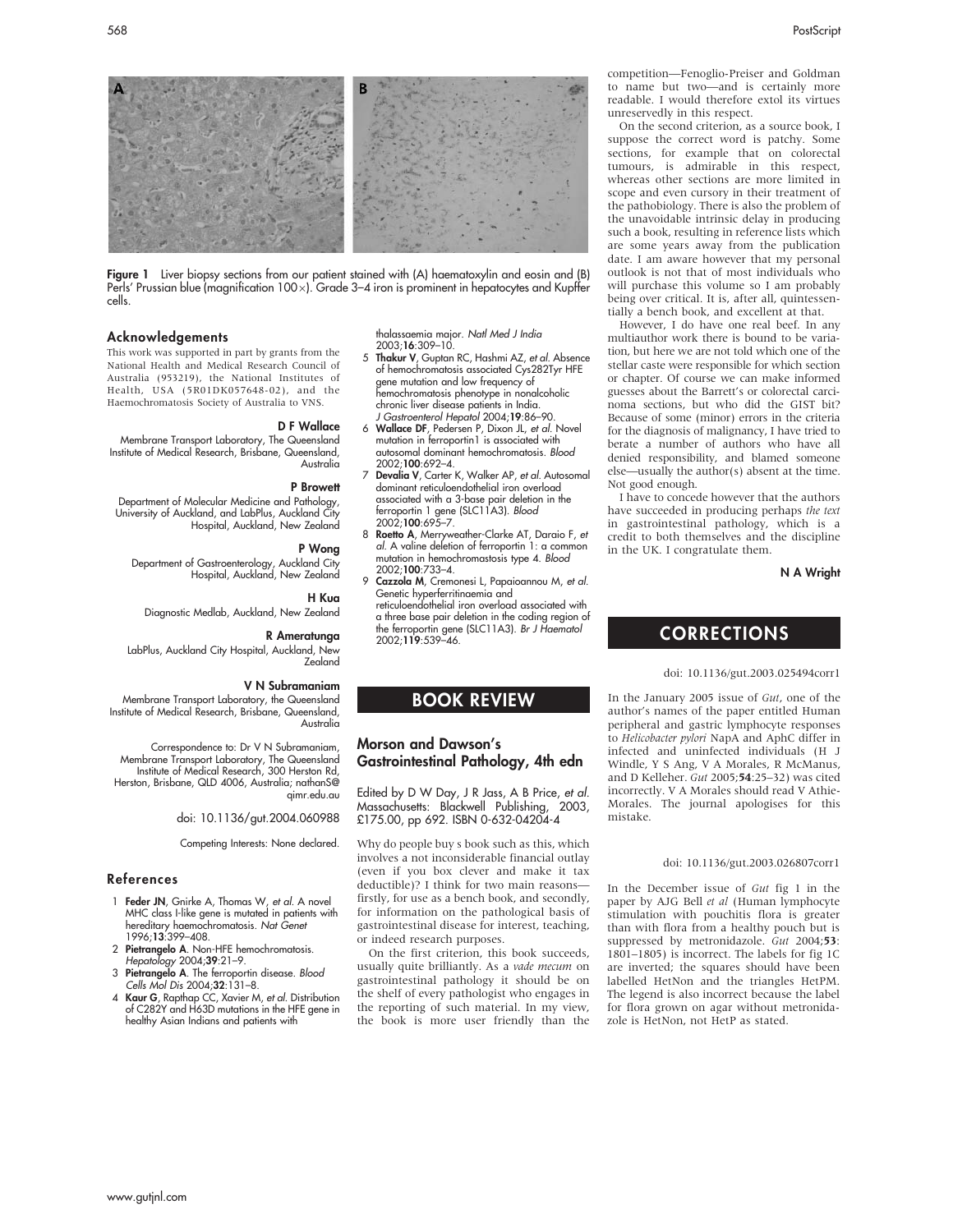**Figure 1** Liver biopsy sections from our patient stained with (A) haematoxylin and eosin and (B) Perls' Prussian blue (magnification 100×). Grade 3–4 iron is prominent in hepatocytes and Kupffer cells.

### Acknowledgements

This work was supported in part by grants from the National Health and Medical Research Council of Australia (953219), the National Institutes of Health, USA (5R01DK057648-02), and the Haemochromatosis Society of Australia to VNS.

**D F Wallace**
Membrane Transport Laboratory, The Queensland Institute of Medical Research, Brisbane, Queensland, Australia

**P Browett**
Department of Molecular Medicine and Pathology, University of Auckland, and LabPlus, Auckland City Hospital, Auckland, New Zealand

**P Wong**
Department of Gastroenterology, Auckland City Hospital, Auckland, New Zealand

**H Kua**
Diagnostic Medlab, Auckland, New Zealand

**R Ameratunga**
LabPlus, Auckland City Hospital, Auckland, New Zealand

**V N Subramaniam**
Membrane Transport Laboratory, the Queensland Institute of Medical Research, Brisbane, Queensland, Australia

Correspondence to: Dr V N Subramaniam, Membrane Transport Laboratory, The Queensland Institute of Medical Research, 300 Herston Rd, Herston, Brisbane, QLD 4006, Australia; nathanS@qimr.edu.au

doi: 10.1136/gut.2004.060988

Competing Interests: None declared.

### References

1. **Feder JN**, Gnirke A, Thomas W, *et al*. A novel MHC class I-like gene is mutated in patients with hereditary haemochromatosis. *Nat Genet* 1996;**13**:399–408.
2. **Pietrangelo A**. Non-HFE hemochromatosis. *Hepatology* 2004;**39**:21–9.
3. **Pietrangelo A**. The ferroportin disease. *Blood Cells Mol Dis* 2004;**32**:131–8.
4. **Kaur G**, Rapthap CC, Xavier M, *et al*. Distribution of C282Y and H63D mutations in the HFE gene in healthy Asian Indians and patients with thalassaemia major. *Natl Med J India* 2003;**16**:309–10.
5. **Thakur V**, Guptan RC, Hashmi AZ, *et al*. Absence of hemochromatosis associated Cys282Tyr HFE gene mutation and low frequency of hemochromatosis phenotype in nonalcoholic chronic liver disease patients in India. *J Gastroenterol Hepatol* 2004;**19**:86–90.
6. **Wallace DF**, Pedersen P, Dixon JL, *et al*. Novel mutation in ferroportin1 is associated with autosomal dominant hemochromatosis. *Blood* 2002;**100**:692–4.
7. **Devalia V**, Carter K, Walker AP, *et al*. Autosomal dominant reticuloendothelial iron overload associated with a 3-base pair deletion in the ferroportin 1 gene (SLC11A3). *Blood* 2002;**100**:695–7.
8. **Roetto A**, Merryweather-Clarke AT, Daraio F, *et al*. A valine deletion of ferroportin 1: a common mutation in hemochromastosis type 4. *Blood* 2002;**100**:733–4.
9. **Cazzola M**, Cremonesi L, Papaioannou M, *et al*. Genetic hyperferritinaemia and reticuloendothelial iron overload associated with a three base pair deletion in the coding region of the ferroportin gene (SLC11A3). *Br J Haematol* 2002;**119**:539–46.

## BOOK REVIEW

### Morson and Dawson's Gastrointestinal Pathology, 4th edn

Edited by D W Day, J R Jass, A B Price, *et al*. Massachusetts: Blackwell Publishing, 2003, £175.00, pp 692. ISBN 0-632-04204-4

Why do people buy s book such as this, which involves a not inconsiderable financial outlay (even if you box clever and make it tax deductible)? I think for two main reasons—firstly, for use as a bench book, and secondly, for information on the pathological basis of gastrointestinal disease for interest, teaching, or indeed research purposes.

On the first criterion, this book succeeds, usually quite brilliantly. As a *vade mecum* on gastrointestinal pathology it should be on the shelf of every pathologist who engages in the reporting of such material. In my view, the book is more user friendly than the competition—Fenoglio-Preiser and Goldman to name but two—and is certainly more readable. I would therefore extol its virtues unreservedly in this respect.

On the second criterion, as a source book, I suppose the correct word is patchy. Some sections, for example that on colorectal tumours, is admirable in this respect, whereas other sections are more limited in scope and even cursory in their treatment of the pathobiology. There is also the problem of the unavoidable intrinsic delay in producing such a book, resulting in reference lists which are some years away from the publication date. I am aware however that my personal outlook is not that of most individuals who will purchase this volume so I am probably being over critical. It is, after all, quintessentially a bench book, and excellent at that.

However, I do have one real beef. In any multiauthor work there is bound to be variation, but here we are not told which one of the stellar caste were responsible for which section or chapter. Of course we can make informed guesses about the Barrett's or colorectal carcinoma sections, but who did the GIST bit? Because of some (minor) errors in the criteria for the diagnosis of malignancy, I have tried to berate a number of authors who have all denied responsibility, and blamed someone else—usually the author(s) absent at the time. Not good enough.

I have to concede however that the authors have succeeded in producing perhaps *the text* in gastrointestinal pathology, which is a credit to both themselves and the discipline in the UK. I congratulate them.

**N A Wright**

## CORRECTIONS

doi: 10.1136/gut.2003.025494corr1

In the January 2005 issue of *Gut*, one of the author's names of the paper entitled Human peripheral and gastric lymphocyte responses to *Helicobacter pylori* NapA and AphC differ in infected and uninfected individuals (H J Windle, Y S Ang, V A Morales, R McManus, and D Kelleher. *Gut* 2005;**54**:25–32) was cited incorrectly. V A Morales should read V Athie-Morales. The journal apologises for this mistake.

doi: 10.1136/gut.2003.026807corr1

In the December issue of *Gut* fig 1 in the paper by AJG Bell *et al* (Human lymphocyte stimulation with pouchitis flora is greater than with flora from a healthy pouch but is suppressed by metronidazole. *Gut* 2004;**53**: 1801–1805) is incorrect. The labels for fig 1C are inverted; the squares should have been labelled HetNon and the triangles HetPM. The legend is also incorrect because the label for flora grown on agar without metronidazole is HetNon, not HetP as stated.